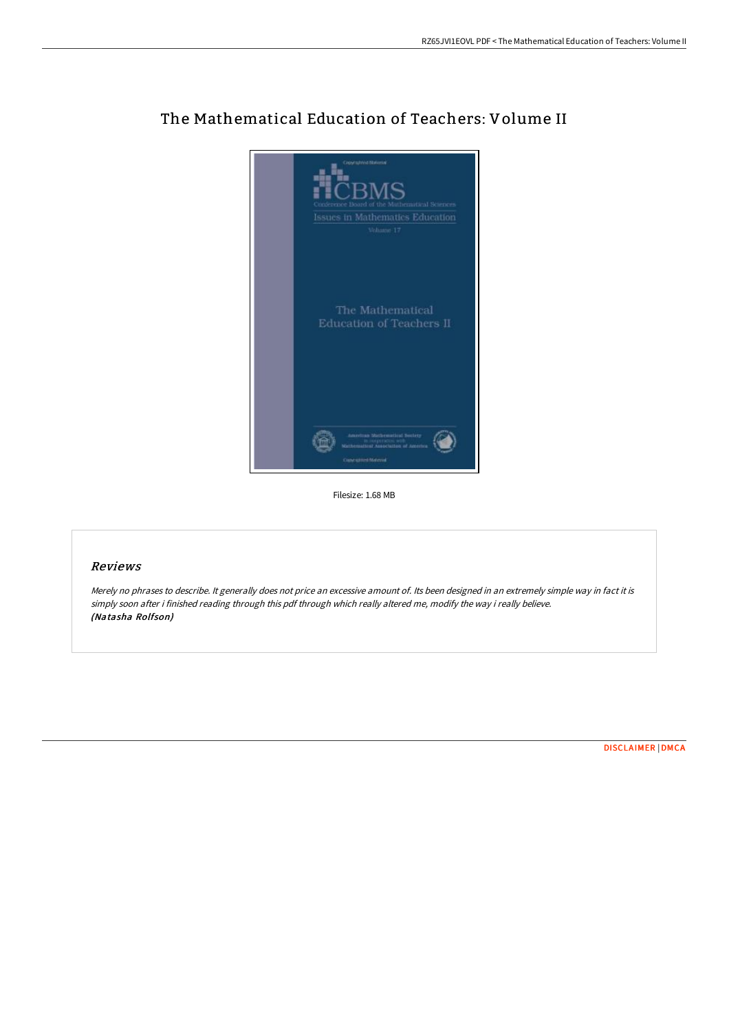# The Mathematical Education of Teachers: Volume II

Filesize: 1.68 MB

## *Reviews*

*Merely no phrases to describe. It generally does not price an excessive amount of. Its been designed in an extremely simple way in fact it is simply soon after i finished reading through this pdf through which really altered me, modify the way i really believe.*
***(Natasha Rolfson)***

DISCLAIMER | DMCA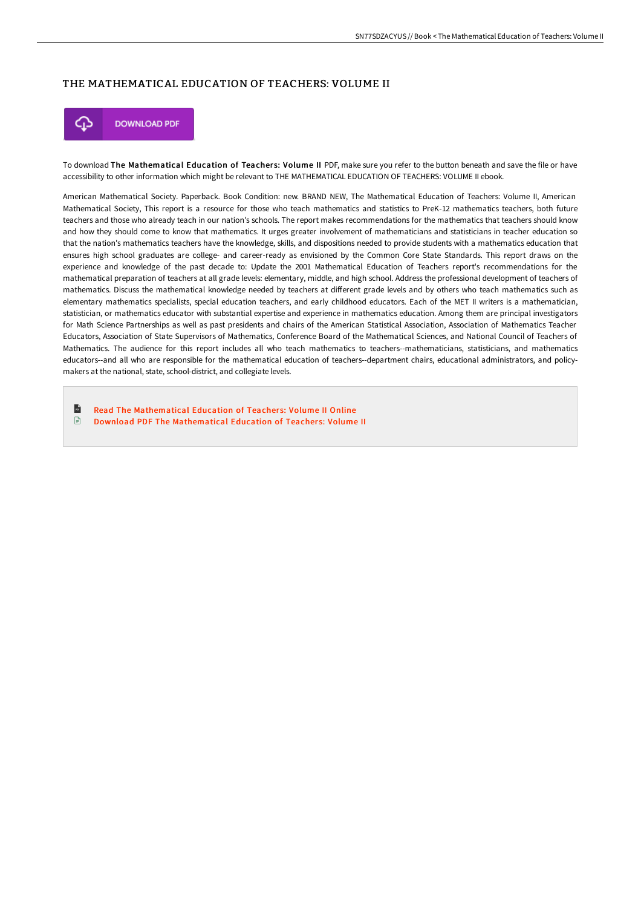# THE MATHEMATICAL EDUCATION OF TEACHERS: VOLUME II

DOWNLOAD PDF

To download **The Mathematical Education of Teachers: Volume II** PDF, make sure you refer to the button beneath and save the file or have accessibility to other information which might be relevant to THE MATHEMATICAL EDUCATION OF TEACHERS: VOLUME II ebook.

American Mathematical Society. Paperback. Book Condition: new. BRAND NEW, The Mathematical Education of Teachers: Volume II, American Mathematical Society, This report is a resource for those who teach mathematics and statistics to PreK-12 mathematics teachers, both future teachers and those who already teach in our nation's schools. The report makes recommendations for the mathematics that teachers should know and how they should come to know that mathematics. It urges greater involvement of mathematicians and statisticians in teacher education so that the nation's mathematics teachers have the knowledge, skills, and dispositions needed to provide students with a mathematics education that ensures high school graduates are college- and career-ready as envisioned by the Common Core State Standards. This report draws on the experience and knowledge of the past decade to: Update the 2001 Mathematical Education of Teachers report's recommendations for the mathematical preparation of teachers at all grade levels: elementary, middle, and high school. Address the professional development of teachers of mathematics. Discuss the mathematical knowledge needed by teachers at different grade levels and by others who teach mathematics such as elementary mathematics specialists, special education teachers, and early childhood educators. Each of the MET II writers is a mathematician, statistician, or mathematics educator with substantial expertise and experience in mathematics education. Among them are principal investigators for Math Science Partnerships as well as past presidents and chairs of the American Statistical Association, Association of Mathematics Teacher Educators, Association of State Supervisors of Mathematics, Conference Board of the Mathematical Sciences, and National Council of Teachers of Mathematics. The audience for this report includes all who teach mathematics to teachers--mathematicians, statisticians, and mathematics educators--and all who are responsible for the mathematical education of teachers--department chairs, educational administrators, and policy-makers at the national, state, school-district, and collegiate levels.

- Read The Mathematical Education of Teachers: Volume II Online
- Download PDF The Mathematical Education of Teachers: Volume II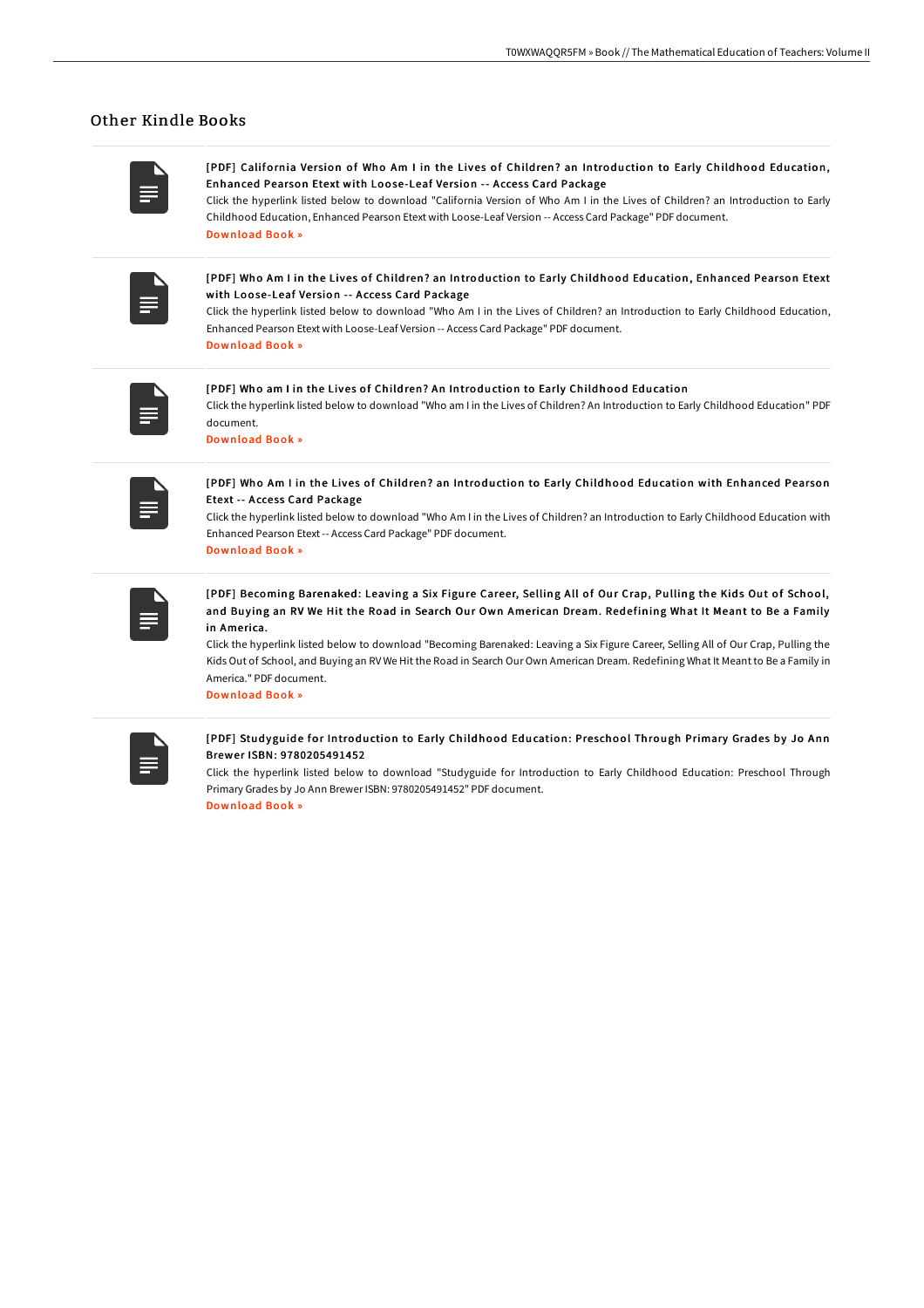## Other Kindle Books

**[PDF] California Version of Who Am I in the Lives of Children? an Introduction to Early Childhood Education, Enhanced Pearson Etext with Loose-Leaf Version -- Access Card Package**

Click the hyperlink listed below to download "California Version of Who Am I in the Lives of Children? an Introduction to Early Childhood Education, Enhanced Pearson Etext with Loose-Leaf Version -- Access Card Package" PDF document.

Download Book »

**[PDF] Who Am I in the Lives of Children? an Introduction to Early Childhood Education, Enhanced Pearson Etext with Loose-Leaf Version -- Access Card Package**

Click the hyperlink listed below to download "Who Am I in the Lives of Children? an Introduction to Early Childhood Education, Enhanced Pearson Etext with Loose-Leaf Version -- Access Card Package" PDF document.

Download Book »

**[PDF] Who am I in the Lives of Children? An Introduction to Early Childhood Education**

Click the hyperlink listed below to download "Who am I in the Lives of Children? An Introduction to Early Childhood Education" PDF document.

Download Book »

**[PDF] Who Am I in the Lives of Children? an Introduction to Early Childhood Education with Enhanced Pearson Etext -- Access Card Package**

Click the hyperlink listed below to download "Who Am I in the Lives of Children? an Introduction to Early Childhood Education with Enhanced Pearson Etext -- Access Card Package" PDF document.

Download Book »

**[PDF] Becoming Barenaked: Leaving a Six Figure Career, Selling All of Our Crap, Pulling the Kids Out of School, and Buying an RV We Hit the Road in Search Our Own American Dream. Redefining What It Meant to Be a Family in America.**

Click the hyperlink listed below to download "Becoming Barenaked: Leaving a Six Figure Career, Selling All of Our Crap, Pulling the Kids Out of School, and Buying an RV We Hit the Road in Search Our Own American Dream. Redefining What It Meant to Be a Family in America." PDF document.

Download Book »

**[PDF] Studyguide for Introduction to Early Childhood Education: Preschool Through Primary Grades by Jo Ann Brewer ISBN: 9780205491452**

Click the hyperlink listed below to download "Studyguide for Introduction to Early Childhood Education: Preschool Through Primary Grades by Jo Ann Brewer ISBN: 9780205491452" PDF document.

Download Book »